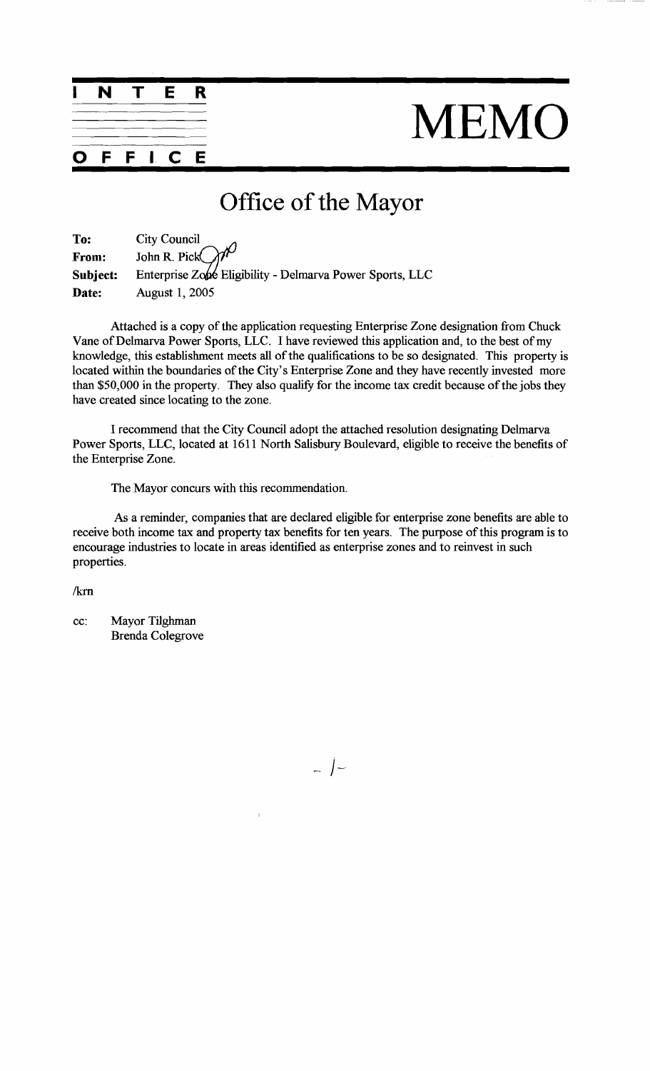# INTER OFFICE MEMO

## Office of the Mayor

**To:** City Council
**From:** John R. Pick
**Subject:** Enterprise Zone Eligibility - Delmarva Power Sports, LLC
**Date:** August 1, 2005

Attached is a copy of the application requesting Enterprise Zone designation from Chuck Vane of Delmarva Power Sports, LLC. I have reviewed this application and, to the best of my knowledge, this establishment meets all of the qualifications to be so designated. This property is located within the boundaries of the City's Enterprise Zone and they have recently invested more than $50,000 in the property. They also qualify for the income tax credit because of the jobs they have created since locating to the zone.

I recommend that the City Council adopt the attached resolution designating Delmarva Power Sports, LLC, located at 1611 North Salisbury Boulevard, eligible to receive the benefits of the Enterprise Zone.

The Mayor concurs with this recommendation.

As a reminder, companies that are declared eligible for enterprise zone benefits are able to receive both income tax and property tax benefits for ten years. The purpose of this program is to encourage industries to locate in areas identified as enterprise zones and to reinvest in such properties.

/krn

cc: Mayor Tilghman
Brenda Colegrove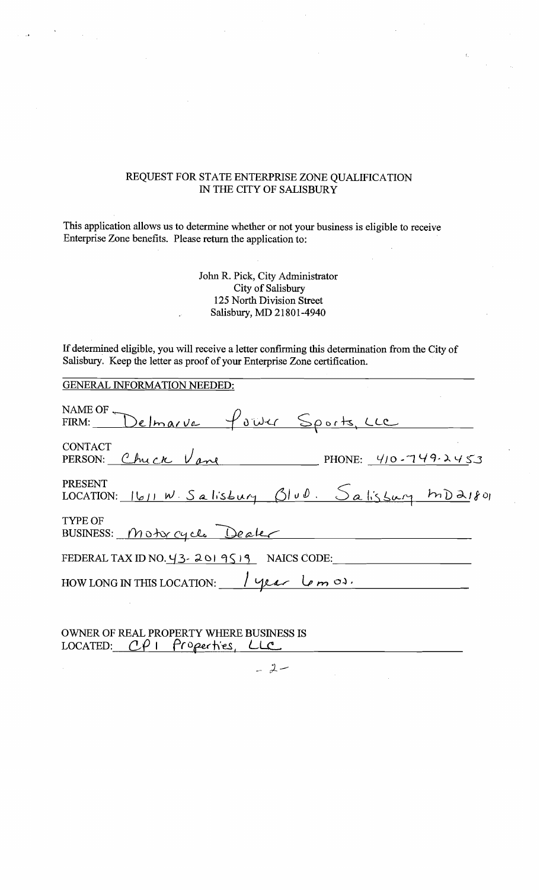# REQUEST FOR STATE ENTERPRISE ZONE QUALIFICATION IN THE CITY OF SALISBURY

This application allows us to determine whether or not your business is eligible to receive Enterprise Zone benefits. Please return the application to:

John R. Pick, City Administrator
City of Salisbury
125 North Division Street
Salisbury, MD 21801-4940

If determined eligible, you will receive a letter confirming this determination from the City of Salisbury. Keep the letter as proof of your Enterprise Zone certification.

## GENERAL INFORMATION NEEDED:

NAME OF FIRM: Delmarva Power Sports, LLC

CONTACT PERSON: Chuck Vane PHONE: 410-749-2453

PRESENT LOCATION: 1611 W. Salisbury Blvd. Salisbury MD 21801

TYPE OF BUSINESS: Motorcycle Dealer

FEDERAL TAX ID NO. 43-2019519 NAICS CODE: ______

HOW LONG IN THIS LOCATION: 1 year 6 mos.

OWNER OF REAL PROPERTY WHERE BUSINESS IS LOCATED: CP I Properties, LLC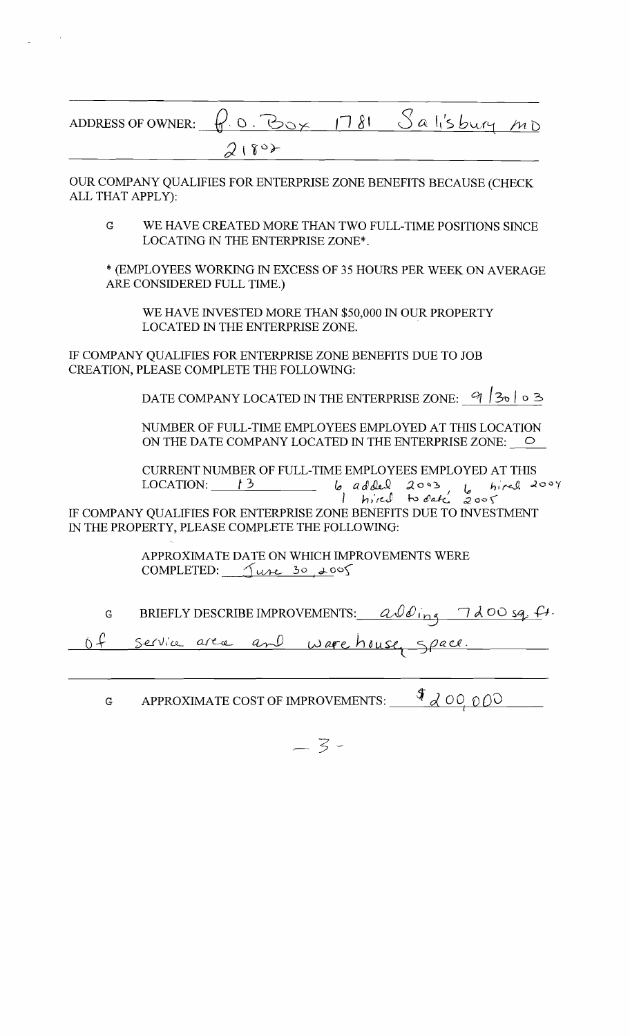ADDRESS OF OWNER: P.O. Box 1781 Salisbury MD 21802

OUR COMPANY QUALIFIES FOR ENTERPRISE ZONE BENEFITS BECAUSE (CHECK ALL THAT APPLY):

G WE HAVE CREATED MORE THAN TWO FULL-TIME POSITIONS SINCE LOCATING IN THE ENTERPRISE ZONE*.

* (EMPLOYEES WORKING IN EXCESS OF 35 HOURS PER WEEK ON AVERAGE ARE CONSIDERED FULL TIME.)

WE HAVE INVESTED MORE THAN $50,000 IN OUR PROPERTY LOCATED IN THE ENTERPRISE ZONE.

IF COMPANY QUALIFIES FOR ENTERPRISE ZONE BENEFITS DUE TO JOB CREATION, PLEASE COMPLETE THE FOLLOWING:

DATE COMPANY LOCATED IN THE ENTERPRISE ZONE: 9/30/03

NUMBER OF FULL-TIME EMPLOYEES EMPLOYED AT THIS LOCATION ON THE DATE COMPANY LOCATED IN THE ENTERPRISE ZONE: 0

CURRENT NUMBER OF FULL-TIME EMPLOYEES EMPLOYED AT THIS LOCATION: 13 6 added 2003, 6 hired 2004, 1 hired to date 2005

IF COMPANY QUALIFIES FOR ENTERPRISE ZONE BENEFITS DUE TO INVESTMENT IN THE PROPERTY, PLEASE COMPLETE THE FOLLOWING:

APPROXIMATE DATE ON WHICH IMPROVEMENTS WERE COMPLETED: June 30, 2005

G BRIEFLY DESCRIBE IMPROVEMENTS: adding 7200 sq. ft. of service area and warehouse space.

G APPROXIMATE COST OF IMPROVEMENTS: $200,000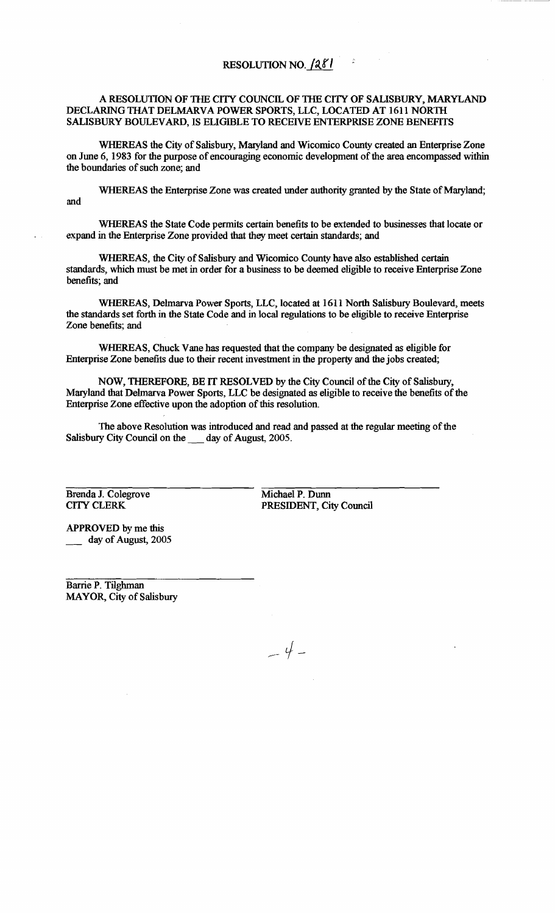# RESOLUTION NO. 1281

## A RESOLUTION OF THE CITY COUNCIL OF THE CITY OF SALISBURY, MARYLAND DECLARING THAT DELMARVA POWER SPORTS, LLC, LOCATED AT 1611 NORTH SALISBURY BOULEVARD, IS ELIGIBLE TO RECEIVE ENTERPRISE ZONE BENEFITS

WHEREAS the City of Salisbury, Maryland and Wicomico County created an Enterprise Zone on June 6, 1983 for the purpose of encouraging economic development of the area encompassed within the boundaries of such zone; and

WHEREAS the Enterprise Zone was created under authority granted by the State of Maryland; and

WHEREAS the State Code permits certain benefits to be extended to businesses that locate or expand in the Enterprise Zone provided that they meet certain standards; and

WHEREAS, the City of Salisbury and Wicomico County have also established certain standards, which must be met in order for a business to be deemed eligible to receive Enterprise Zone benefits; and

WHEREAS, Delmarva Power Sports, LLC, located at 1611 North Salisbury Boulevard, meets the standards set forth in the State Code and in local regulations to be eligible to receive Enterprise Zone benefits; and

WHEREAS, Chuck Vane has requested that the company be designated as eligible for Enterprise Zone benefits due to their recent investment in the property and the jobs created;

NOW, THEREFORE, BE IT RESOLVED by the City Council of the City of Salisbury, Maryland that Delmarva Power Sports, LLC be designated as eligible to receive the benefits of the Enterprise Zone effective upon the adoption of this resolution.

The above Resolution was introduced and read and passed at the regular meeting of the Salisbury City Council on the ___ day of August, 2005.

Brenda J. Colegrove
CITY CLERK

Michael P. Dunn
PRESIDENT, City Council

APPROVED by me this
___ day of August, 2005

Barrie P. Tilghman
MAYOR, City of Salisbury